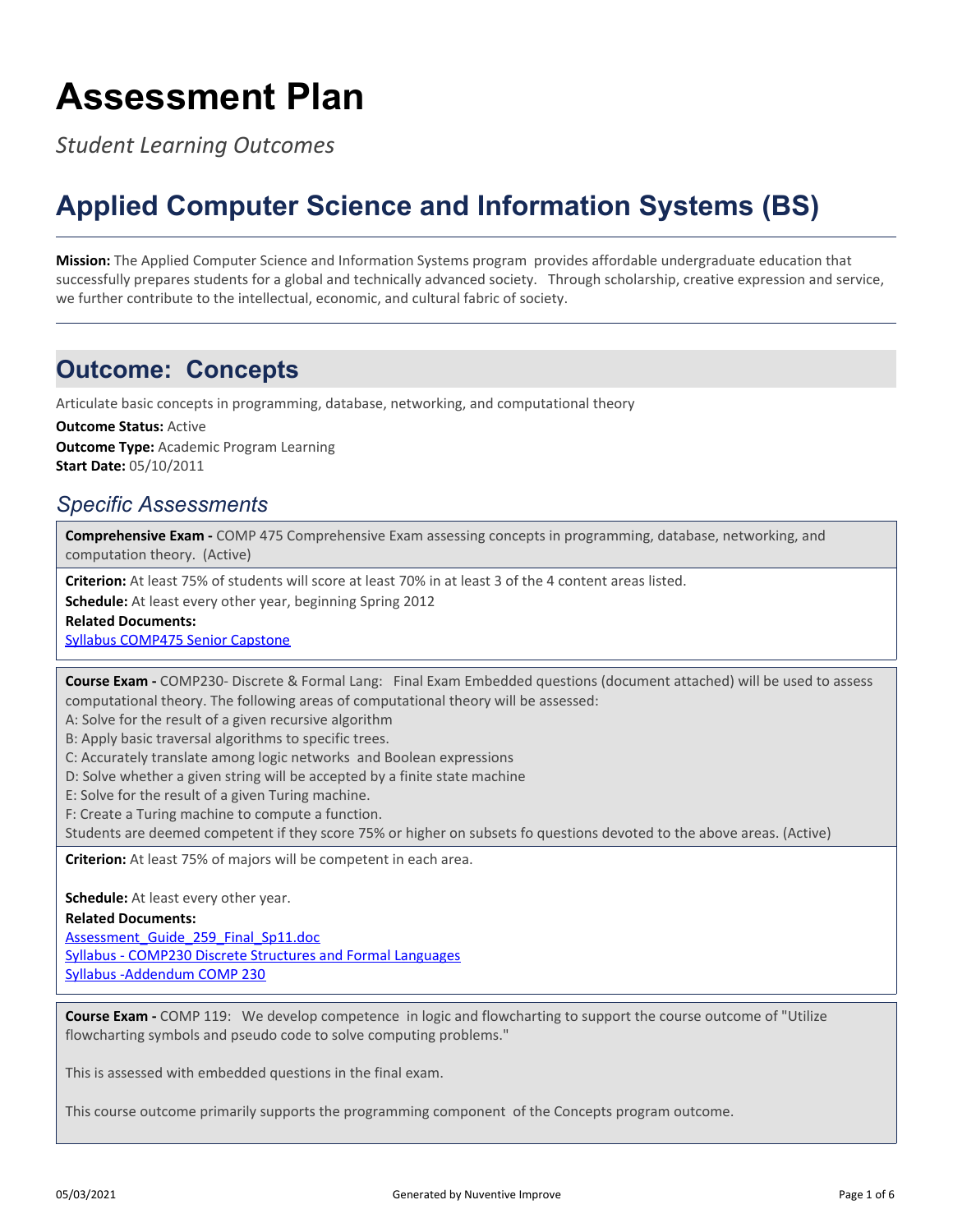# Assessment Plan

*Student Learning Outcomes*

# Applied Computer Science and Information Systems (BS)

**Mission:** The Applied Computer Science and Information Systems program provides affordable undergraduate education that successfully prepares students for a global and technically advanced society. Through scholarship, creative expression and service, we further contribute to the intellectual, economic, and cultural fabric of society.

---

## Outcome: Concepts

Articulate basic concepts in programming, database, networking, and computational theory

**Outcome Status:** Active
**Outcome Type:** Academic Program Learning
**Start Date:** 05/10/2011

### *Specific Assessments*

**Comprehensive Exam -** COMP 475 Comprehensive Exam assessing concepts in programming, database, networking, and computation theory. (Active)

**Criterion:** At least 75% of students will score at least 70% in at least 3 of the 4 content areas listed.
**Schedule:** At least every other year, beginning Spring 2012
**Related Documents:**
Syllabus COMP475 Senior Capstone

**Course Exam -** COMP230- Discrete & Formal Lang: Final Exam Embedded questions (document attached) will be used to assess computational theory. The following areas of computational theory will be assessed:
A: Solve for the result of a given recursive algorithm
B: Apply basic traversal algorithms to specific trees.
C: Accurately translate among logic networks and Boolean expressions
D: Solve whether a given string will be accepted by a finite state machine
E: Solve for the result of a given Turing machine.
F: Create a Turing machine to compute a function.
Students are deemed competent if they score 75% or higher on subsets fo questions devoted to the above areas. (Active)

**Criterion:** At least 75% of majors will be competent in each area.

**Schedule:** At least every other year.
**Related Documents:**
Assessment_Guide_259_Final_Sp11.doc
Syllabus - COMP230 Discrete Structures and Formal Languages
Syllabus -Addendum COMP 230

**Course Exam -** COMP 119: We develop competence in logic and flowcharting to support the course outcome of "Utilize flowcharting symbols and pseudo code to solve computing problems."

This is assessed with embedded questions in the final exam.

This course outcome primarily supports the programming component of the Concepts program outcome.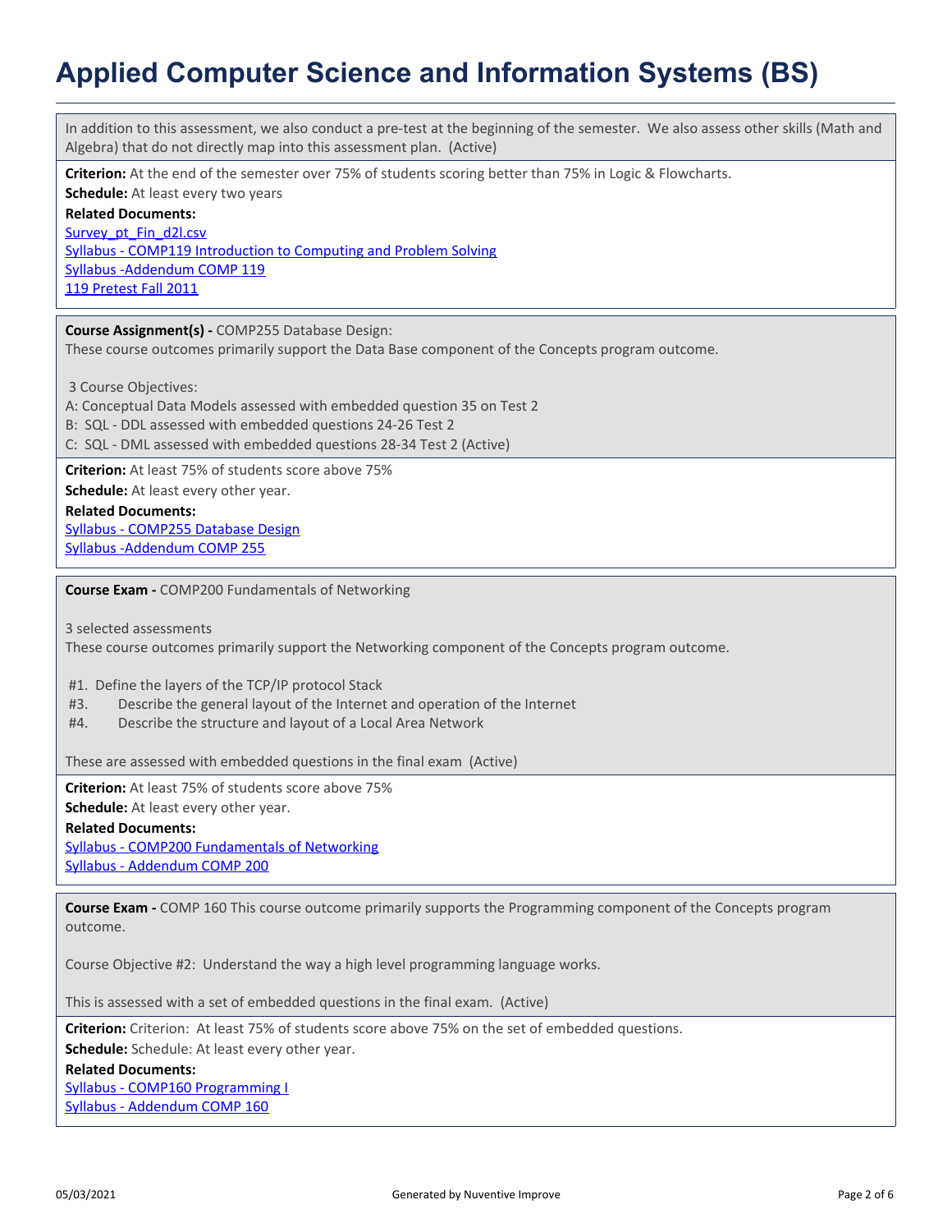# Applied Computer Science and Information Systems (BS)

In addition to this assessment, we also conduct a pre-test at the beginning of the semester. We also assess other skills (Math and Algebra) that do not directly map into this assessment plan. (Active)

**Criterion:** At the end of the semester over 75% of students scoring better than 75% in Logic & Flowcharts.

**Schedule:** At least every two years

**Related Documents:**

Survey_pt_Fin_d2l.csv

Syllabus - COMP119 Introduction to Computing and Problem Solving

Syllabus -Addendum COMP 119

119 Pretest Fall 2011

**Course Assignment(s) -** COMP255 Database Design:

These course outcomes primarily support the Data Base component of the Concepts program outcome.

3 Course Objectives:

A: Conceptual Data Models assessed with embedded question 35 on Test 2

B: SQL - DDL assessed with embedded questions 24-26 Test 2

C: SQL - DML assessed with embedded questions 28-34 Test 2 (Active)

**Criterion:** At least 75% of students score above 75%

**Schedule:** At least every other year.

**Related Documents:**

Syllabus - COMP255 Database Design

Syllabus -Addendum COMP 255

**Course Exam -** COMP200 Fundamentals of Networking

3 selected assessments

These course outcomes primarily support the Networking component of the Concepts program outcome.

#1. Define the layers of the TCP/IP protocol Stack

#3. Describe the general layout of the Internet and operation of the Internet

#4. Describe the structure and layout of a Local Area Network

These are assessed with embedded questions in the final exam (Active)

**Criterion:** At least 75% of students score above 75%

**Schedule:** At least every other year.

**Related Documents:**

Syllabus - COMP200 Fundamentals of Networking

Syllabus - Addendum COMP 200

**Course Exam -** COMP 160 This course outcome primarily supports the Programming component of the Concepts program outcome.

Course Objective #2: Understand the way a high level programming language works.

This is assessed with a set of embedded questions in the final exam. (Active)

**Criterion:** Criterion: At least 75% of students score above 75% on the set of embedded questions.

**Schedule:** Schedule: At least every other year.

**Related Documents:**

Syllabus - COMP160 Programming I

Syllabus - Addendum COMP 160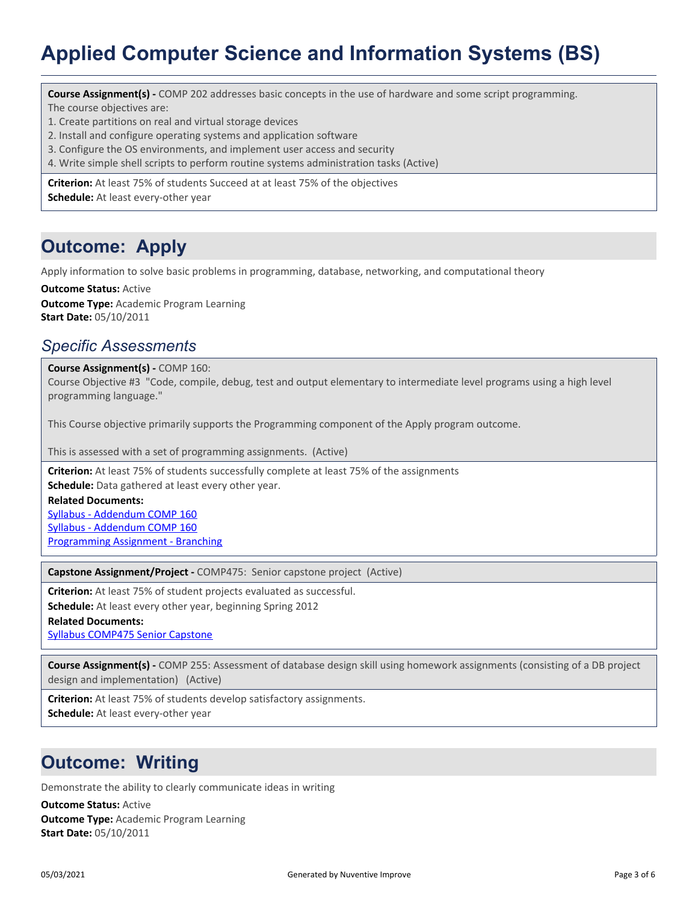**Course Assignment(s) -** COMP 202 addresses basic concepts in the use of hardware and some script programming.
The course objectives are:
1. Create partitions on real and virtual storage devices
2. Install and configure operating systems and application software
3. Configure the OS environments, and implement user access and security
4. Write simple shell scripts to perform routine systems administration tasks (Active)

**Criterion:** At least 75% of students Succeed at at least 75% of the objectives
**Schedule:** At least every-other year

## Outcome: Apply

Apply information to solve basic problems in programming, database, networking, and computational theory

**Outcome Status:** Active
**Outcome Type:** Academic Program Learning
**Start Date:** 05/10/2011

### *Specific Assessments*

**Course Assignment(s) -** COMP 160:
Course Objective #3 "Code, compile, debug, test and output elementary to intermediate level programs using a high level programming language."

This Course objective primarily supports the Programming component of the Apply program outcome.

This is assessed with a set of programming assignments. (Active)

**Criterion:** At least 75% of students successfully complete at least 75% of the assignments
**Schedule:** Data gathered at least every other year.
**Related Documents:**
Syllabus - Addendum COMP 160
Syllabus - Addendum COMP 160
Programming Assignment - Branching

**Capstone Assignment/Project -** COMP475: Senior capstone project (Active)

**Criterion:** At least 75% of student projects evaluated as successful.
**Schedule:** At least every other year, beginning Spring 2012
**Related Documents:**
Syllabus COMP475 Senior Capstone

**Course Assignment(s) -** COMP 255: Assessment of database design skill using homework assignments (consisting of a DB project design and implementation) (Active)

**Criterion:** At least 75% of students develop satisfactory assignments.
**Schedule:** At least every-other year

## Outcome: Writing

Demonstrate the ability to clearly communicate ideas in writing

**Outcome Status:** Active
**Outcome Type:** Academic Program Learning
**Start Date:** 05/10/2011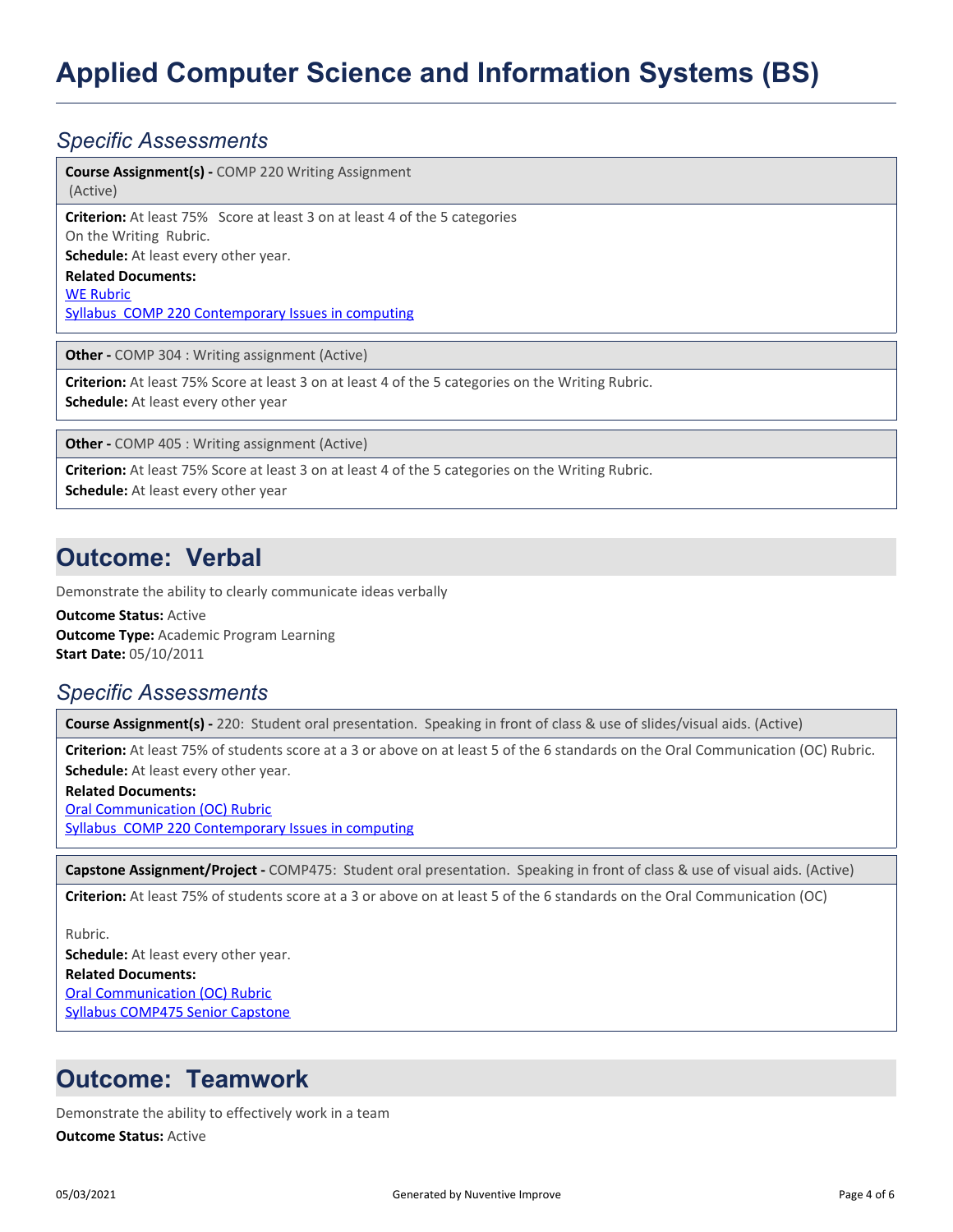# Applied Computer Science and Information Systems (BS)

## *Specific Assessments*

**Course Assignment(s) -** COMP 220 Writing Assignment (Active)

**Criterion:** At least 75% Score at least 3 on at least 4 of the 5 categories On the Writing Rubric.
**Schedule:** At least every other year.
**Related Documents:**
WE Rubric
Syllabus COMP 220 Contemporary Issues in computing

**Other -** COMP 304 : Writing assignment (Active)

**Criterion:** At least 75% Score at least 3 on at least 4 of the 5 categories on the Writing Rubric.
**Schedule:** At least every other year

**Other -** COMP 405 : Writing assignment (Active)

**Criterion:** At least 75% Score at least 3 on at least 4 of the 5 categories on the Writing Rubric.
**Schedule:** At least every other year

## Outcome: Verbal

Demonstrate the ability to clearly communicate ideas verbally

**Outcome Status:** Active
**Outcome Type:** Academic Program Learning
**Start Date:** 05/10/2011

## *Specific Assessments*

**Course Assignment(s) -** 220: Student oral presentation. Speaking in front of class & use of slides/visual aids. (Active)

**Criterion:** At least 75% of students score at a 3 or above on at least 5 of the 6 standards on the Oral Communication (OC) Rubric.
**Schedule:** At least every other year.
**Related Documents:**
Oral Communication (OC) Rubric
Syllabus COMP 220 Contemporary Issues in computing

**Capstone Assignment/Project -** COMP475: Student oral presentation. Speaking in front of class & use of visual aids. (Active)

**Criterion:** At least 75% of students score at a 3 or above on at least 5 of the 6 standards on the Oral Communication (OC)

Rubric.
**Schedule:** At least every other year.
**Related Documents:**
Oral Communication (OC) Rubric
Syllabus COMP475 Senior Capstone

## Outcome: Teamwork

Demonstrate the ability to effectively work in a team

**Outcome Status:** Active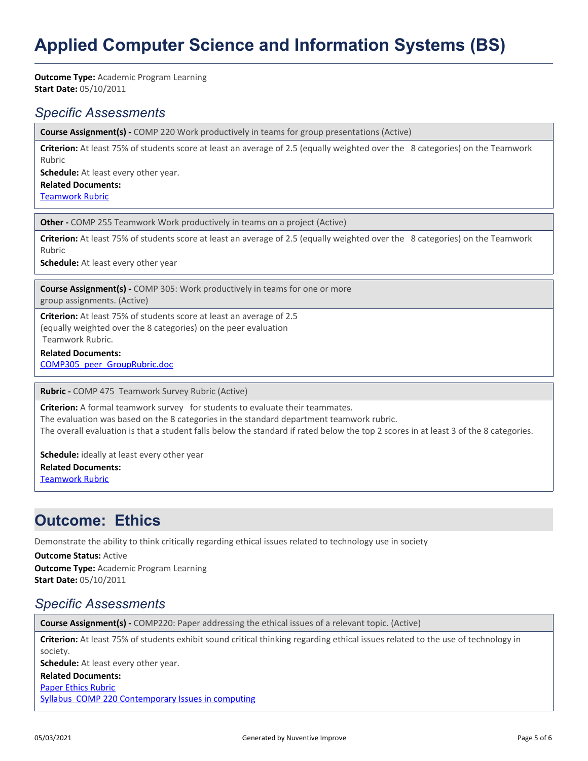# Applied Computer Science and Information Systems (BS)

**Outcome Type:** Academic Program Learning
**Start Date:** 05/10/2011

## *Specific Assessments*

**Course Assignment(s) -** COMP 220 Work productively in teams for group presentations (Active)

**Criterion:** At least 75% of students score at least an average of 2.5 (equally weighted over the 8 categories) on the Teamwork Rubric
**Schedule:** At least every other year.
**Related Documents:**
Teamwork Rubric

**Other -** COMP 255 Teamwork Work productively in teams on a project (Active)

**Criterion:** At least 75% of students score at least an average of 2.5 (equally weighted over the 8 categories) on the Teamwork Rubric
**Schedule:** At least every other year

**Course Assignment(s) -** COMP 305: Work productively in teams for one or more group assignments. (Active)

**Criterion:** At least 75% of students score at least an average of 2.5 (equally weighted over the 8 categories) on the peer evaluation Teamwork Rubric.
**Related Documents:**
COMP305_peer_GroupRubric.doc

**Rubric -** COMP 475 Teamwork Survey Rubric (Active)

**Criterion:** A formal teamwork survey for students to evaluate their teammates.
The evaluation was based on the 8 categories in the standard department teamwork rubric.
The overall evaluation is that a student falls below the standard if rated below the top 2 scores in at least 3 of the 8 categories.

**Schedule:** ideally at least every other year
**Related Documents:**
Teamwork Rubric

## Outcome: Ethics

Demonstrate the ability to think critically regarding ethical issues related to technology use in society

**Outcome Status:** Active
**Outcome Type:** Academic Program Learning
**Start Date:** 05/10/2011

## *Specific Assessments*

**Course Assignment(s) -** COMP220: Paper addressing the ethical issues of a relevant topic. (Active)

**Criterion:** At least 75% of students exhibit sound critical thinking regarding ethical issues related to the use of technology in society.
**Schedule:** At least every other year.
**Related Documents:**
Paper Ethics Rubric
Syllabus COMP 220 Contemporary Issues in computing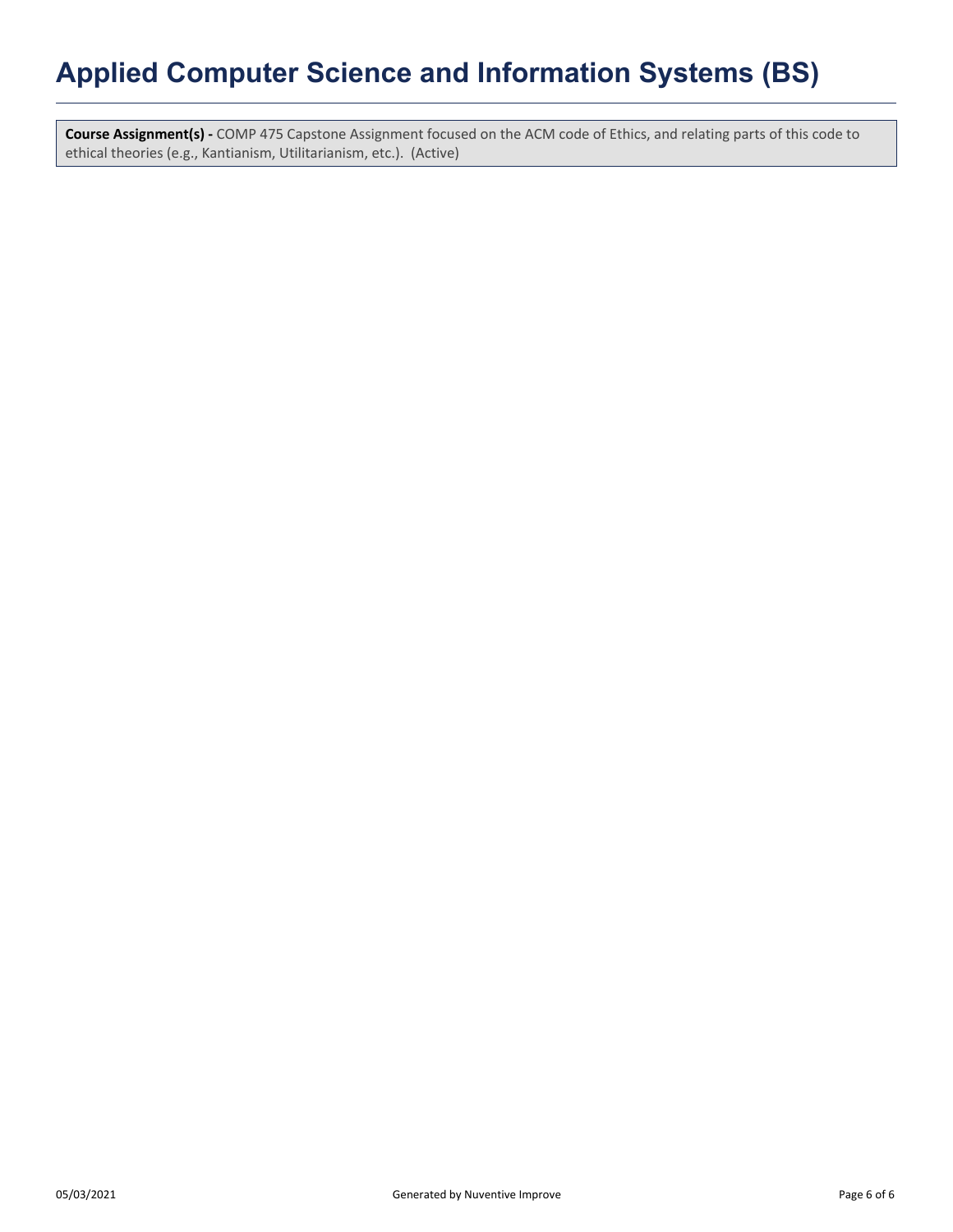# Applied Computer Science and Information Systems (BS)

**Course Assignment(s) -** COMP 475 Capstone Assignment focused on the ACM code of Ethics, and relating parts of this code to ethical theories (e.g., Kantianism, Utilitarianism, etc.). (Active)